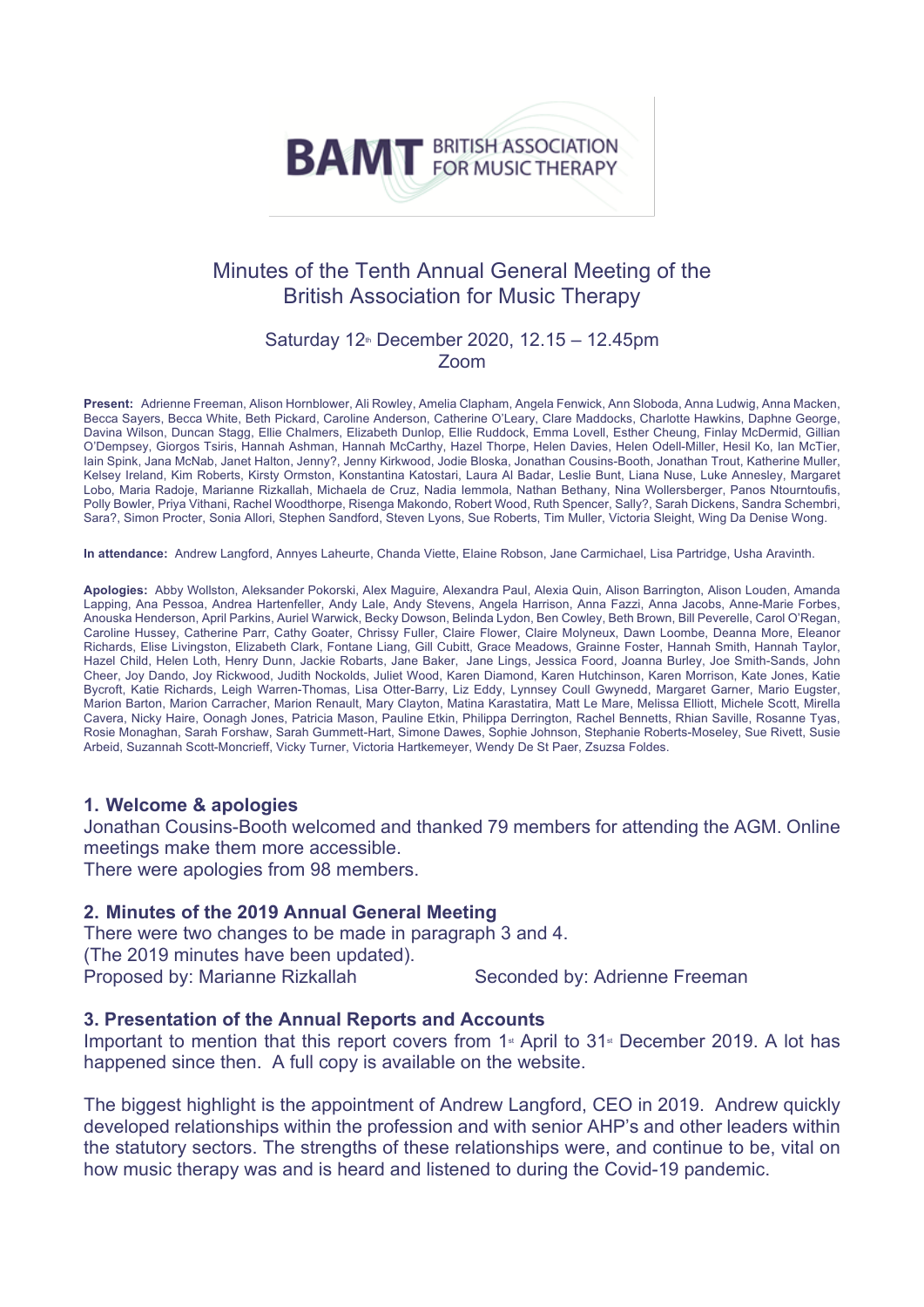BAMT BRITISH ASSOCIATION FOR MUSIC THERAPY

# Minutes of the Tenth Annual General Meeting of the British Association for Music Therapy

Saturday 12th December 2020, 12.15 – 12.45pm
Zoom

**Present:** Adrienne Freeman, Alison Hornblower, Ali Rowley, Amelia Clapham, Angela Fenwick, Ann Sloboda, Anna Ludwig, Anna Macken, Becca Sayers, Becca White, Beth Pickard, Caroline Anderson, Catherine O'Leary, Clare Maddocks, Charlotte Hawkins, Daphne George, Davina Wilson, Duncan Stagg, Ellie Chalmers, Elizabeth Dunlop, Ellie Ruddock, Emma Lovell, Esther Cheung, Finlay McDermid, Gillian O'Dempsey, Giorgos Tsiris, Hannah Ashman, Hannah McCarthy, Hazel Thorpe, Helen Davies, Helen Odell-Miller, Hesil Ko, Ian McTier, Iain Spink, Jana McNab, Janet Halton, Jenny?, Jenny Kirkwood, Jodie Bloska, Jonathan Cousins-Booth, Jonathan Trout, Katherine Muller, Kelsey Ireland, Kim Roberts, Kirsty Ormston, Konstantina Katostari, Laura Al Badar, Leslie Bunt, Liana Nuse, Luke Annesley, Margaret Lobo, Maria Radoje, Marianne Rizkallah, Michaela de Cruz, Nadia Iemmola, Nathan Bethany, Nina Wollersberger, Panos Ntourntoufis, Polly Bowler, Priya Vithani, Rachel Woodthorpe, Risenga Makondo, Robert Wood, Ruth Spencer, Sally?, Sarah Dickens, Sandra Schembri, Sara?, Simon Procter, Sonia Allori, Stephen Sandford, Steven Lyons, Sue Roberts, Tim Muller, Victoria Sleight, Wing Da Denise Wong.

**In attendance:** Andrew Langford, Annyes Laheurte, Chanda Viette, Elaine Robson, Jane Carmichael, Lisa Partridge, Usha Aravinth.

**Apologies:** Abby Wollston, Aleksander Pokorski, Alex Maguire, Alexandra Paul, Alexia Quin, Alison Barrington, Alison Louden, Amanda Lapping, Ana Pessoa, Andrea Hartenfeller, Andy Lale, Andy Stevens, Angela Harrison, Anna Fazzi, Anna Jacobs, Anne-Marie Forbes, Anouska Henderson, April Parkins, Auriel Warwick, Becky Dowson, Belinda Lydon, Ben Cowley, Beth Brown, Bill Peverelle, Carol O'Regan, Caroline Hussey, Catherine Parr, Cathy Goater, Chrissy Fuller, Claire Flower, Claire Molyneux, Dawn Loombe, Deanna More, Eleanor Richards, Elise Livingston, Elizabeth Clark, Fontane Liang, Gill Cubitt, Grace Meadows, Grainne Foster, Hannah Smith, Hannah Taylor, Hazel Child, Helen Loth, Henry Dunn, Jackie Robarts, Jane Baker, Jane Lings, Jessica Foord, Joanna Burley, Joe Smith-Sands, John Cheer, Joy Dando, Joy Rickwood, Judith Nockolds, Juliet Wood, Karen Diamond, Karen Hutchinson, Karen Morrison, Kate Jones, Katie Bycroft, Katie Richards, Leigh Warren-Thomas, Lisa Otter-Barry, Liz Eddy, Lynnsey Coull Gwynedd, Margaret Garner, Mario Eugster, Marion Barton, Marion Carracher, Marion Renault, Mary Clayton, Matina Karastatira, Matt Le Mare, Melissa Elliott, Michele Scott, Mirella Cavera, Nicky Haire, Oonagh Jones, Patricia Mason, Pauline Etkin, Philippa Derrington, Rachel Bennetts, Rhian Saville, Rosanne Tyas, Rosie Monaghan, Sarah Forshaw, Sarah Gummett-Hart, Simone Dawes, Sophie Johnson, Stephanie Roberts-Moseley, Sue Rivett, Susie Arbeid, Suzannah Scott-Moncrieff, Vicky Turner, Victoria Hartkemeyer, Wendy De St Paer, Zsuzsa Foldes.

## 1. Welcome & apologies

Jonathan Cousins-Booth welcomed and thanked 79 members for attending the AGM. Online meetings make them more accessible.
There were apologies from 98 members.

## 2. Minutes of the 2019 Annual General Meeting

There were two changes to be made in paragraph 3 and 4.
(The 2019 minutes have been updated).
Proposed by: Marianne Rizkallah Seconded by: Adrienne Freeman

## 3. Presentation of the Annual Reports and Accounts

Important to mention that this report covers from 1st April to 31st December 2019. A lot has happened since then. A full copy is available on the website.

The biggest highlight is the appointment of Andrew Langford, CEO in 2019. Andrew quickly developed relationships within the profession and with senior AHP's and other leaders within the statutory sectors. The strengths of these relationships were, and continue to be, vital on how music therapy was and is heard and listened to during the Covid-19 pandemic.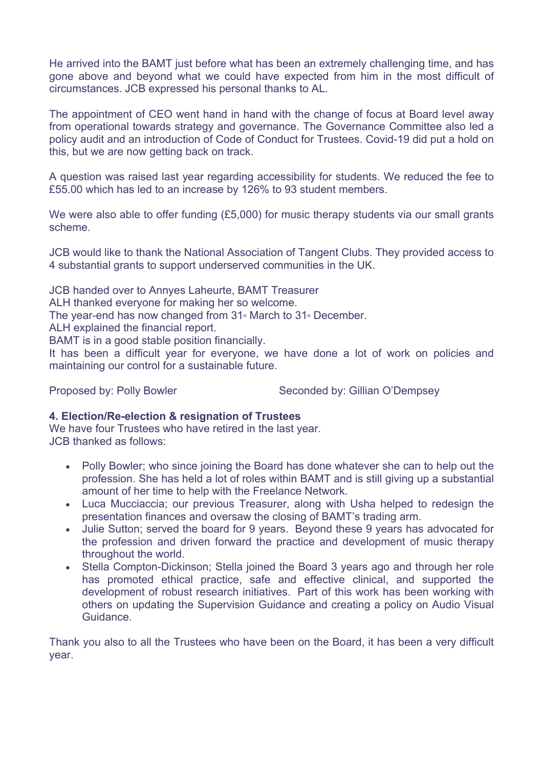He arrived into the BAMT just before what has been an extremely challenging time, and has gone above and beyond what we could have expected from him in the most difficult of circumstances. JCB expressed his personal thanks to AL.

The appointment of CEO went hand in hand with the change of focus at Board level away from operational towards strategy and governance. The Governance Committee also led a policy audit and an introduction of Code of Conduct for Trustees. Covid-19 did put a hold on this, but we are now getting back on track.

A question was raised last year regarding accessibility for students. We reduced the fee to £55.00 which has led to an increase by 126% to 93 student members.

We were also able to offer funding (£5,000) for music therapy students via our small grants scheme.

JCB would like to thank the National Association of Tangent Clubs. They provided access to 4 substantial grants to support underserved communities in the UK.

JCB handed over to Annyes Laheurte, BAMT Treasurer
ALH thanked everyone for making her so welcome.
The year-end has now changed from 31st March to 31st December.
ALH explained the financial report.
BAMT is in a good stable position financially.
It has been a difficult year for everyone, we have done a lot of work on policies and maintaining our control for a sustainable future.

Proposed by: Polly Bowler Seconded by: Gillian O'Dempsey

**4. Election/Re-election & resignation of Trustees**
We have four Trustees who have retired in the last year.
JCB thanked as follows:

- Polly Bowler; who since joining the Board has done whatever she can to help out the profession. She has held a lot of roles within BAMT and is still giving up a substantial amount of her time to help with the Freelance Network.
- Luca Mucciaccia; our previous Treasurer, along with Usha helped to redesign the presentation finances and oversaw the closing of BAMT's trading arm.
- Julie Sutton; served the board for 9 years. Beyond these 9 years has advocated for the profession and driven forward the practice and development of music therapy throughout the world.
- Stella Compton-Dickinson; Stella joined the Board 3 years ago and through her role has promoted ethical practice, safe and effective clinical, and supported the development of robust research initiatives. Part of this work has been working with others on updating the Supervision Guidance and creating a policy on Audio Visual Guidance.

Thank you also to all the Trustees who have been on the Board, it has been a very difficult year.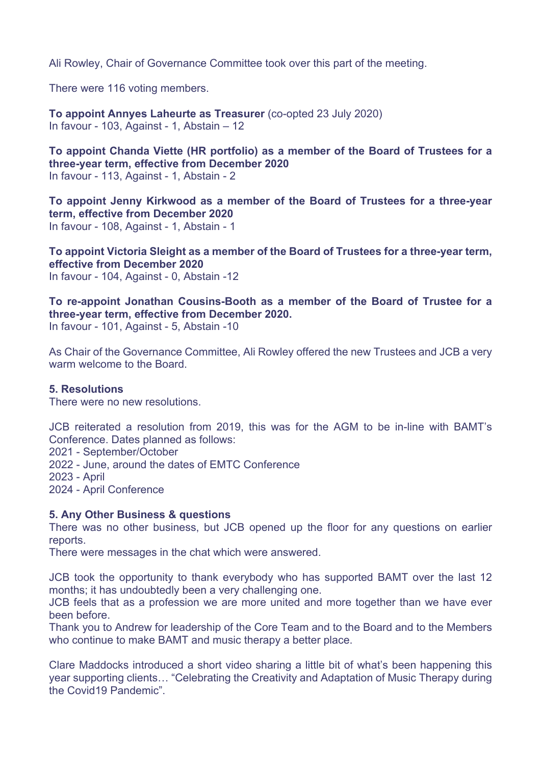Ali Rowley, Chair of Governance Committee took over this part of the meeting.

There were 116 voting members.

**To appoint Annyes Laheurte as Treasurer** (co-opted 23 July 2020)
In favour - 103, Against - 1, Abstain – 12

**To appoint Chanda Viette (HR portfolio) as a member of the Board of Trustees for a three-year term, effective from December 2020**
In favour - 113, Against - 1, Abstain - 2

**To appoint Jenny Kirkwood as a member of the Board of Trustees for a three-year term, effective from December 2020**
In favour - 108, Against - 1, Abstain - 1

**To appoint Victoria Sleight as a member of the Board of Trustees for a three-year term, effective from December 2020**
In favour - 104, Against - 0, Abstain -12

**To re-appoint Jonathan Cousins-Booth as a member of the Board of Trustee for a three-year term, effective from December 2020.**
In favour - 101, Against - 5, Abstain -10

As Chair of the Governance Committee, Ali Rowley offered the new Trustees and JCB a very warm welcome to the Board.

**5. Resolutions**
There were no new resolutions.

JCB reiterated a resolution from 2019, this was for the AGM to be in-line with BAMT's Conference. Dates planned as follows:
2021 - September/October
2022 - June, around the dates of EMTC Conference
2023 - April
2024 - April Conference

**5. Any Other Business & questions**
There was no other business, but JCB opened up the floor for any questions on earlier reports.
There were messages in the chat which were answered.

JCB took the opportunity to thank everybody who has supported BAMT over the last 12 months; it has undoubtedly been a very challenging one.
JCB feels that as a profession we are more united and more together than we have ever been before.
Thank you to Andrew for leadership of the Core Team and to the Board and to the Members who continue to make BAMT and music therapy a better place.

Clare Maddocks introduced a short video sharing a little bit of what's been happening this year supporting clients… "Celebrating the Creativity and Adaptation of Music Therapy during the Covid19 Pandemic".